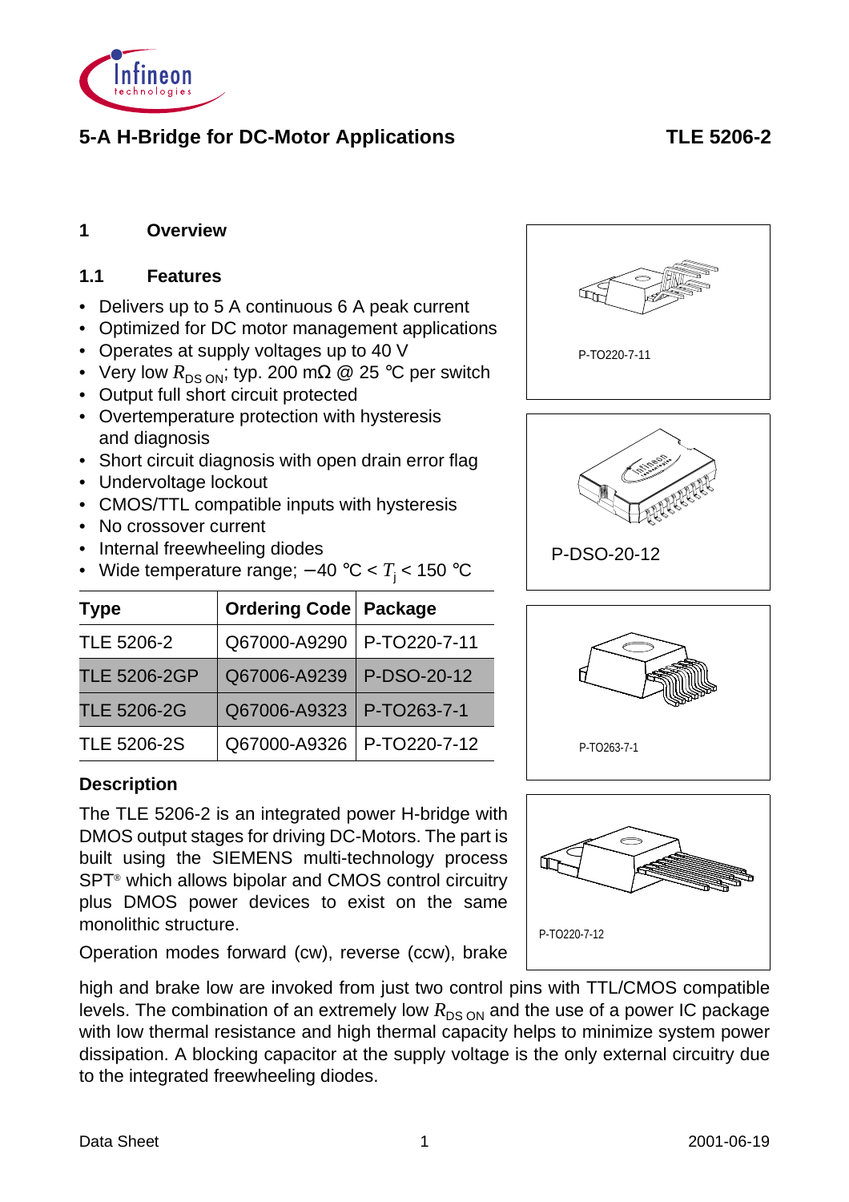# 5-A H-Bridge for DC-Motor Applications

**TLE 5206-2**

## 1 Overview

### 1.1 Features

- Delivers up to 5 A continuous 6 A peak current
- Optimized for DC motor management applications
- Operates at supply voltages up to 40 V
- Very low $R_{DS\ ON}$; typ. 200 mΩ @ 25 °C per switch
- Output full short circuit protected
- Overtemperature protection with hysteresis and diagnosis
- Short circuit diagnosis with open drain error flag
- Undervoltage lockout
- CMOS/TTL compatible inputs with hysteresis
- No crossover current
- Internal freewheeling diodes
- Wide temperature range; −40 °C < $T_j$ < 150 °C

P-TO220-7-11

P-DSO-20-12

P-TO263-7-1

P-TO220-7-12

| Type | Ordering Code | Package |
|---|---|---|
| TLE 5206-2 | Q67000-A9290 | P-TO220-7-11 |
| TLE 5206-2GP | Q67006-A9239 | P-DSO-20-12 |
| TLE 5206-2G | Q67006-A9323 | P-TO263-7-1 |
| TLE 5206-2S | Q67000-A9326 | P-TO220-7-12 |

**Description**

The TLE 5206-2 is an integrated power H-bridge with DMOS output stages for driving DC-Motors. The part is built using the SIEMENS multi-technology process SPT® which allows bipolar and CMOS control circuitry plus DMOS power devices to exist on the same monolithic structure.

Operation modes forward (cw), reverse (ccw), brake high and brake low are invoked from just two control pins with TTL/CMOS compatible levels. The combination of an extremely low $R_{DS\ ON}$ and the use of a power IC package with low thermal resistance and high thermal capacity helps to minimize system power dissipation. A blocking capacitor at the supply voltage is the only external circuitry due to the integrated freewheeling diodes.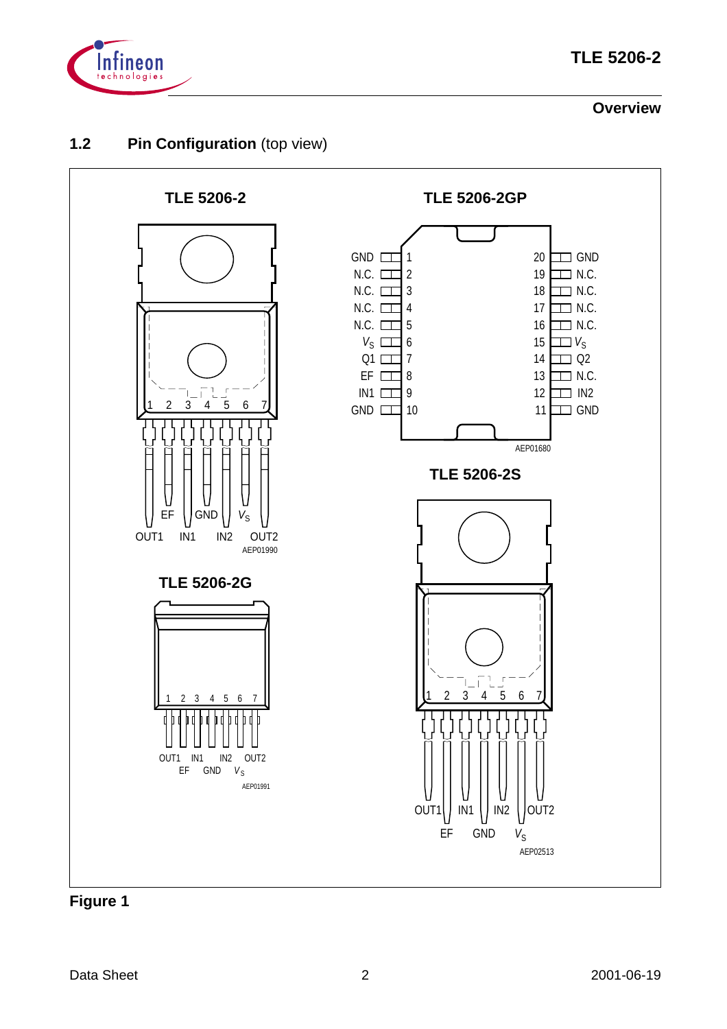## 1.2 Pin Configuration (top view)

**TLE 5206-2**

1 2 3 4 5 6 7

EF GND $V_S$

OUT1 IN1 IN2 OUT2

AEP01990

**TLE 5206-2G**

1 2 3 4 5 6 7

OUT1 IN1 IN2 OUT2

EF GND $V_S$

AEP01991

**TLE 5206-2GP**

| Pin | Function | Pin | Function |
|---|---|---|---|
| 1 | GND | 20 | GND |
| 2 | N.C. | 19 | N.C. |
| 3 | N.C. | 18 | N.C. |
| 4 | N.C. | 17 | N.C. |
| 5 | N.C. | 16 | N.C. |
| 6 | $V_S$ | 15 | $V_S$ |
| 7 | Q1 | 14 | Q2 |
| 8 | EF | 13 | N.C. |
| 9 | IN1 | 12 | IN2 |
| 10 | GND | 11 | GND |

AEP01680

**TLE 5206-2S**

1 2 3 4 5 6 7

OUT1 IN1 IN2 OUT2

EF GND $V_S$

AEP02513

**Figure 1**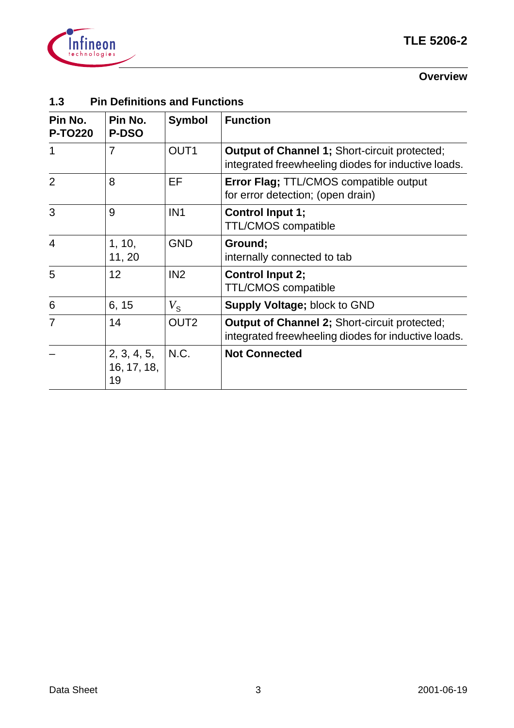### 1.3 Pin Definitions and Functions

| Pin No. P-TO220 | Pin No. P-DSO | Symbol | Function |
|---|---|---|---|
| 1 | 7 | OUT1 | **Output of Channel 1;** Short-circuit protected; integrated freewheeling diodes for inductive loads. |
| 2 | 8 | EF | **Error Flag;** TTL/CMOS compatible output for error detection; (open drain) |
| 3 | 9 | IN1 | **Control Input 1;** TTL/CMOS compatible |
| 4 | 1, 10, 11, 20 | GND | **Ground;** internally connected to tab |
| 5 | 12 | IN2 | **Control Input 2;** TTL/CMOS compatible |
| 6 | 6, 15 | $V_S$ | **Supply Voltage;** block to GND |
| 7 | 14 | OUT2 | **Output of Channel 2;** Short-circuit protected; integrated freewheeling diodes for inductive loads. |
| – | 2, 3, 4, 5, 16, 17, 18, 19 | N.C. | **Not Connected** |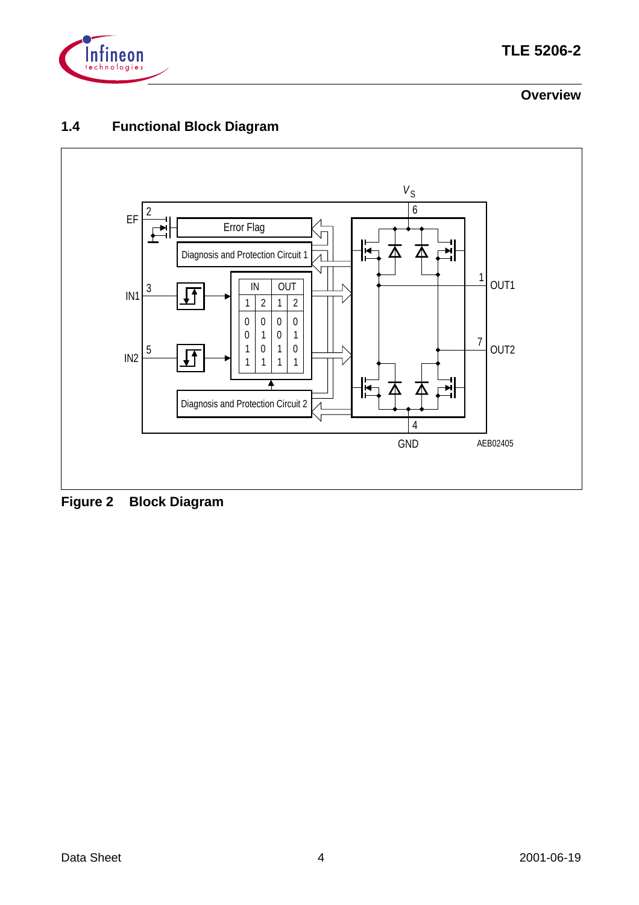## 1.4 Functional Block Diagram

| IN | | OUT | |
|---|---|---|---|
| 1 | 2 | 1 | 2 |
| 0 | 0 | 0 | 0 |
| 0 | 1 | 0 | 1 |
| 1 | 0 | 1 | 0 |
| 1 | 1 | 1 | 1 |

**Figure 2 Block Diagram**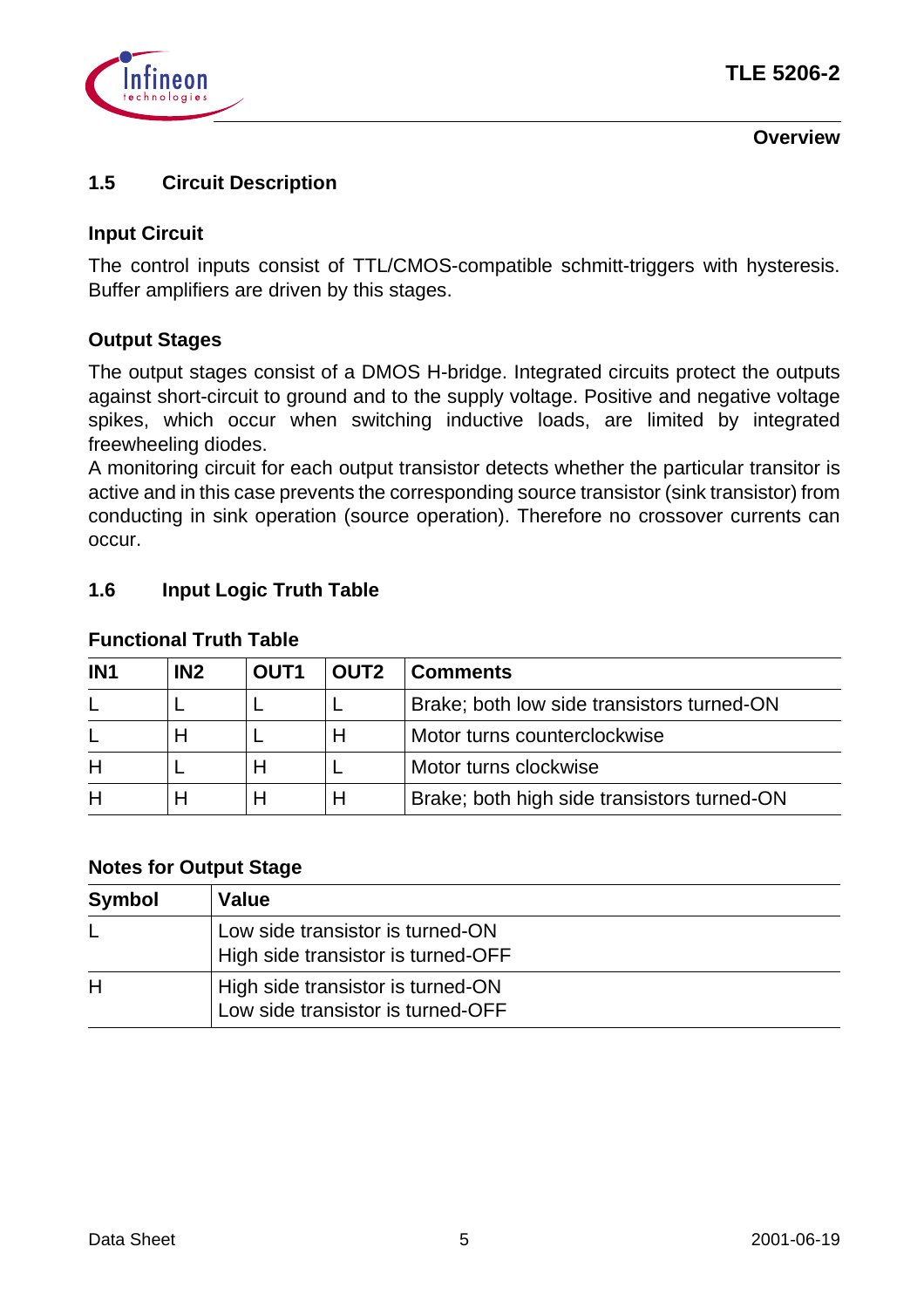## 1.5 Circuit Description

### Input Circuit

The control inputs consist of TTL/CMOS-compatible schmitt-triggers with hysteresis. Buffer amplifiers are driven by this stages.

### Output Stages

The output stages consist of a DMOS H-bridge. Integrated circuits protect the outputs against short-circuit to ground and to the supply voltage. Positive and negative voltage spikes, which occur when switching inductive loads, are limited by integrated freewheeling diodes.
A monitoring circuit for each output transistor detects whether the particular transitor is active and in this case prevents the corresponding source transistor (sink transistor) from conducting in sink operation (source operation). Therefore no crossover currents can occur.

## 1.6 Input Logic Truth Table

**Functional Truth Table**

| IN1 | IN2 | OUT1 | OUT2 | Comments |
|---|---|---|---|---|
| L | L | L | L | Brake; both low side transistors turned-ON |
| L | H | L | H | Motor turns counterclockwise |
| H | L | H | L | Motor turns clockwise |
| H | H | H | H | Brake; both high side transistors turned-ON |

**Notes for Output Stage**

| Symbol | Value |
|---|---|
| L | Low side transistor is turned-ON<br>High side transistor is turned-OFF |
| H | High side transistor is turned-ON<br>Low side transistor is turned-OFF |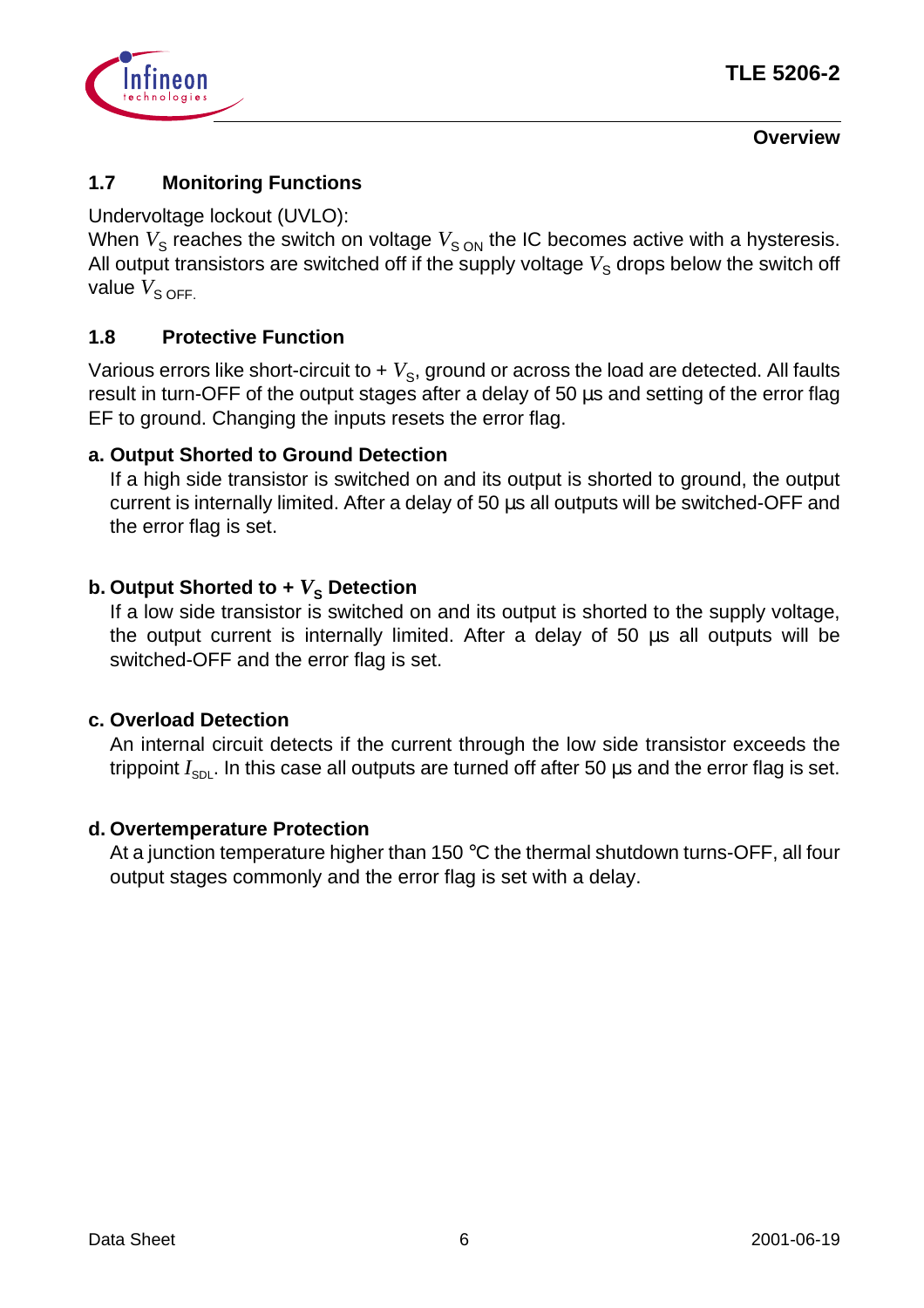### 1.7 Monitoring Functions

Undervoltage lockout (UVLO):
When $V_S$ reaches the switch on voltage $V_{S\ ON}$ the IC becomes active with a hysteresis. All output transistors are switched off if the supply voltage $V_S$ drops below the switch off value $V_{S\ OFF}$.

### 1.8 Protective Function

Various errors like short-circuit to + $V_S$, ground or across the load are detected. All faults result in turn-OFF of the output stages after a delay of 50 µs and setting of the error flag EF to ground. Changing the inputs resets the error flag.

**a. Output Shorted to Ground Detection**

If a high side transistor is switched on and its output is shorted to ground, the output current is internally limited. After a delay of 50 µs all outputs will be switched-OFF and the error flag is set.

**b. Output Shorted to + $V_S$ Detection**

If a low side transistor is switched on and its output is shorted to the supply voltage, the output current is internally limited. After a delay of 50 µs all outputs will be switched-OFF and the error flag is set.

**c. Overload Detection**

An internal circuit detects if the current through the low side transistor exceeds the trippoint $I_{SDL}$. In this case all outputs are turned off after 50 µs and the error flag is set.

**d. Overtemperature Protection**

At a junction temperature higher than 150 °C the thermal shutdown turns-OFF, all four output stages commonly and the error flag is set with a delay.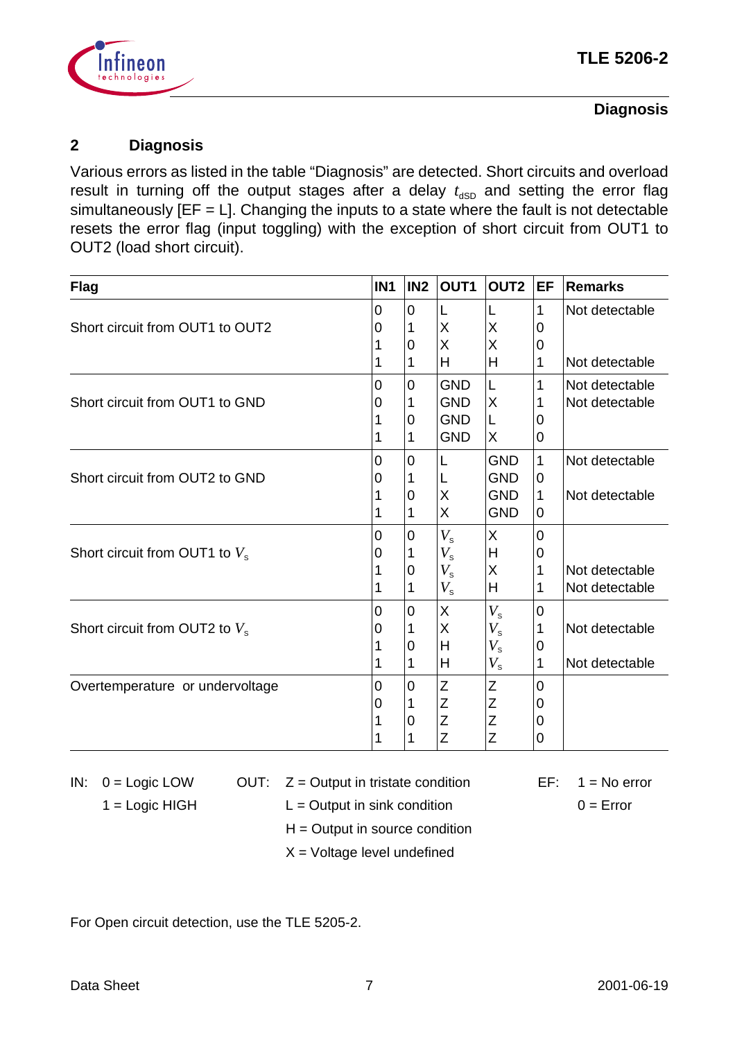## 2 Diagnosis

Various errors as listed in the table "Diagnosis" are detected. Short circuits and overload result in turning off the output stages after a delay $t_{dSD}$ and setting the error flag simultaneously [EF = L]. Changing the inputs to a state where the fault is not detectable resets the error flag (input toggling) with the exception of short circuit from OUT1 to OUT2 (load short circuit).

| Flag | IN1 | IN2 | OUT1 | OUT2 | EF | Remarks |
|---|---|---|---|---|---|---|
| Short circuit from OUT1 to OUT2 | 0 | 0 | L | L | 1 | Not detectable |
| | 0 | 1 | X | X | 0 | |
| | 1 | 0 | X | X | 0 | |
| | 1 | 1 | H | H | 1 | Not detectable |
| Short circuit from OUT1 to GND | 0 | 0 | GND | L | 1 | Not detectable |
| | 0 | 1 | GND | X | 1 | Not detectable |
| | 1 | 0 | GND | L | 0 | |
| | 1 | 1 | GND | X | 0 | |
| Short circuit from OUT2 to GND | 0 | 0 | L | GND | 1 | Not detectable |
| | 0 | 1 | L | GND | 0 | |
| | 1 | 0 | X | GND | 1 | Not detectable |
| | 1 | 1 | X | GND | 0 | |
| Short circuit from OUT1 to $V_s$ | 0 | 0 | $V_s$ | X | 0 | |
| | 0 | 1 | $V_s$ | H | 0 | |
| | 1 | 0 | $V_s$ | X | 1 | Not detectable |
| | 1 | 1 | $V_s$ | H | 1 | Not detectable |
| Short circuit from OUT2 to $V_s$ | 0 | 0 | X | $V_s$ | 0 | |
| | 0 | 1 | X | $V_s$ | 1 | Not detectable |
| | 1 | 0 | H | $V_s$ | 0 | |
| | 1 | 1 | H | $V_s$ | 1 | Not detectable |
| Overtemperature or undervoltage | 0 | 0 | Z | Z | 0 | |
| | 0 | 1 | Z | Z | 0 | |
| | 1 | 0 | Z | Z | 0 | |
| | 1 | 1 | Z | Z | 0 | |

IN: 0 = Logic LOW; 1 = Logic HIGH

OUT: Z = Output in tristate condition; L = Output in sink condition; H = Output in source condition; X = Voltage level undefined

EF: 1 = No error; 0 = Error

For Open circuit detection, use the TLE 5205-2.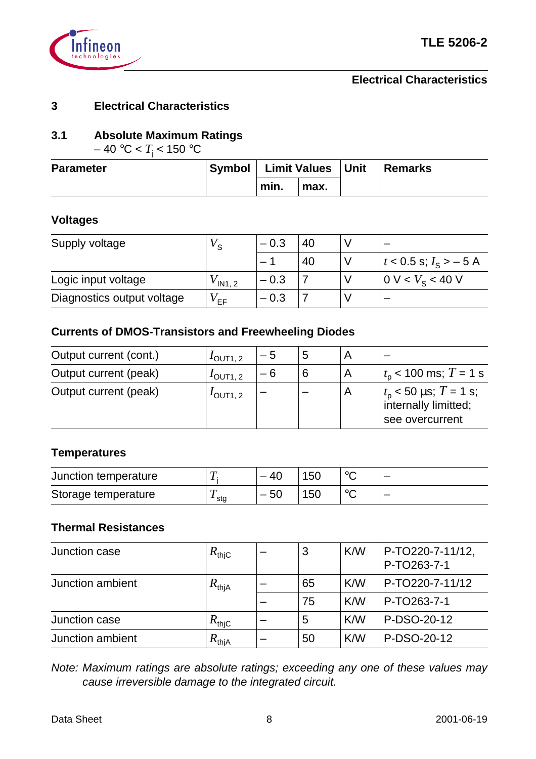## 3 Electrical Characteristics

### 3.1 Absolute Maximum Ratings

– 40 °C < $T_j$ < 150 °C

| Parameter | Symbol | Limit Values | | Unit | Remarks |
|---|---|---|---|---|---|
| | | min. | max. | | |
| **Voltages** | | | | | |
| Supply voltage | $V_S$ | – 0.3 | 40 | V | – |
| | | – 1 | 40 | V | $t$ < 0.5 s; $I_S$ > – 5 A |
| Logic input voltage | $V_{IN1, 2}$ | – 0.3 | 7 | V | 0 V < $V_S$ < 40 V |
| Diagnostics output voltage | $V_{EF}$ | – 0.3 | 7 | V | – |
| **Currents of DMOS-Transistors and Freewheeling Diodes** | | | | | |
| Output current (cont.) | $I_{OUT1, 2}$ | – 5 | 5 | A | – |
| Output current (peak) | $I_{OUT1, 2}$ | – 6 | 6 | A | $t_p$ < 100 ms; $T$ = 1 s |
| Output current (peak) | $I_{OUT1, 2}$ | – | – | A | $t_p$ < 50 µs; $T$ = 1 s; internally limitted; see overcurrent |
| **Temperatures** | | | | | |
| Junction temperature | $T_j$ | – 40 | 150 | °C | – |
| Storage temperature | $T_{stg}$ | – 50 | 150 | °C | – |
| **Thermal Resistances** | | | | | |
| Junction case | $R_{thjC}$ | – | 3 | K/W | P-TO220-7-11/12, P-TO263-7-1 |
| Junction ambient | $R_{thjA}$ | – | 65 | K/W | P-TO220-7-11/12 |
| | | – | 75 | K/W | P-TO263-7-1 |
| Junction case | $R_{thjC}$ | – | 5 | K/W | P-DSO-20-12 |
| Junction ambient | $R_{thjA}$ | – | 50 | K/W | P-DSO-20-12 |

*Note: Maximum ratings are absolute ratings; exceeding any one of these values may cause irreversible damage to the integrated circuit.*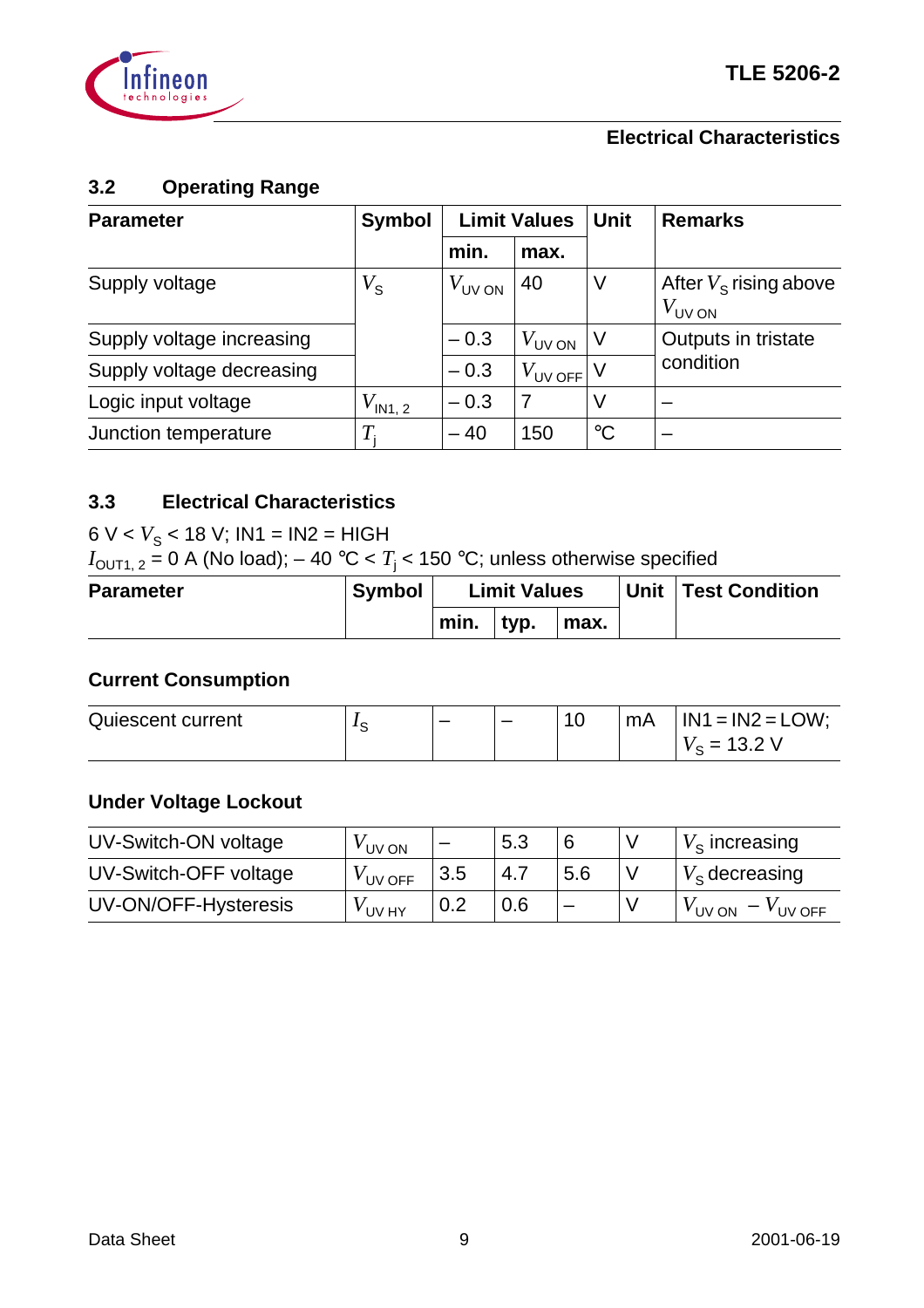## 3.2 Operating Range

| Parameter | Symbol | Limit Values | | Unit | Remarks |
|---|---|---|---|---|---|
| | | min. | max. | | |
| Supply voltage | $V_S$ | $V_{UV\ ON}$ | 40 | V | After $V_S$ rising above $V_{UV\ ON}$ |
| Supply voltage increasing | | – 0.3 | $V_{UV\ ON}$ | V | Outputs in tristate condition |
| Supply voltage decreasing | | – 0.3 | $V_{UV\ OFF}$ | V | |
| Logic input voltage | $V_{IN1,\ 2}$ | – 0.3 | 7 | V | – |
| Junction temperature | $T_j$ | – 40 | 150 | °C | – |

## 3.3 Electrical Characteristics

6 V < $V_S$ < 18 V; IN1 = IN2 = HIGH
$I_{OUT1,\ 2}$ = 0 A (No load); – 40 °C < $T_j$ < 150 °C; unless otherwise specified

| Parameter | Symbol | Limit Values | | | Unit | Test Condition |
|---|---|---|---|---|---|---|
| | | min. | typ. | max. | | |
| **Current Consumption** | | | | | | |
| Quiescent current | $I_S$ | – | – | 10 | mA | IN1 = IN2 = LOW; $V_S$ = 13.2 V |
| **Under Voltage Lockout** | | | | | | |
| UV-Switch-ON voltage | $V_{UV\ ON}$ | – | 5.3 | 6 | V | $V_S$ increasing |
| UV-Switch-OFF voltage | $V_{UV\ OFF}$ | 3.5 | 4.7 | 5.6 | V | $V_S$ decreasing |
| UV-ON/OFF-Hysteresis | $V_{UV\ HY}$ | 0.2 | 0.6 | – | V | $V_{UV\ ON} - V_{UV\ OFF}$ |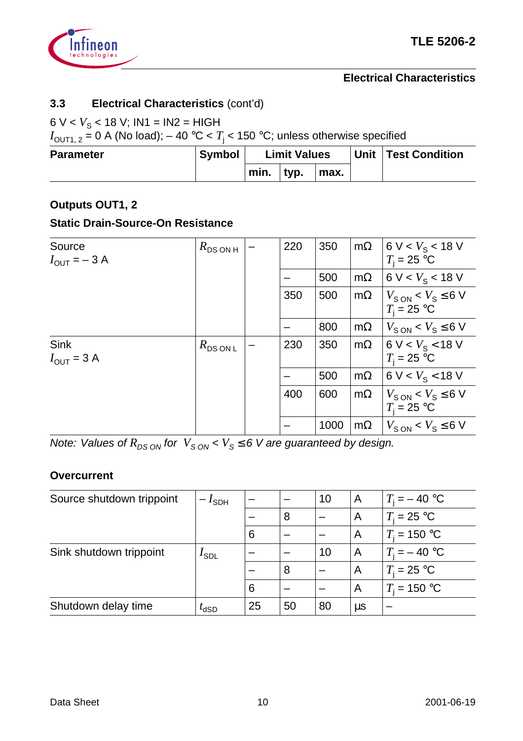## 3.3 Electrical Characteristics (cont'd)

6 V < $V_S$ < 18 V; IN1 = IN2 = HIGH
$I_{OUT1,2}$ = 0 A (No load); – 40 °C < $T_j$ < 150 °C; unless otherwise specified

| Parameter | Symbol | Limit Values | | | Unit | Test Condition |
|---|---|---|---|---|---|---|
| | | min. | typ. | max. | | |
| **Outputs OUT1, 2** | | | | | | |
| **Static Drain-Source-On Resistance** | | | | | | |
| Source $I_{OUT}$ = – 3 A | $R_{DS\,ON\,H}$ | – | 220 | 350 | mΩ | 6 V < $V_S$ < 18 V $T_j$ = 25 °C |
| | | | – | 500 | mΩ | 6 V < $V_S$ < 18 V |
| | | | 350 | 500 | mΩ | $V_{S\,ON}$ < $V_S$ ≤ 6 V $T_j$ = 25 °C |
| | | | – | 800 | mΩ | $V_{S\,ON}$ < $V_S$ ≤ 6 V |
| Sink $I_{OUT}$ = 3 A | $R_{DS\,ON\,L}$ | – | 230 | 350 | mΩ | 6 V < $V_S$ < 18 V $T_j$ = 25 °C |
| | | | – | 500 | mΩ | 6 V < $V_S$ < 18 V |
| | | | 400 | 600 | mΩ | $V_{S\,ON}$ < $V_S$ ≤ 6 V $T_j$ = 25 °C |
| | | | – | 1000 | mΩ | $V_{S\,ON}$ < $V_S$ ≤ 6 V |

*Note: Values of $R_{DS\,ON}$ for $V_{S\,ON}$ < $V_S$ ≤ 6 V are guaranteed by design.*

**Overcurrent**

| Parameter | Symbol | min. | typ. | max. | Unit | Test Condition |
|---|---|---|---|---|---|---|
| Source shutdown trippoint | $-I_{SDH}$ | – | – | 10 | A | $T_j$ = – 40 °C |
| | | – | 8 | – | A | $T_j$ = 25 °C |
| | | 6 | – | – | A | $T_j$ = 150 °C |
| Sink shutdown trippoint | $I_{SDL}$ | – | – | 10 | A | $T_j$ = – 40 °C |
| | | – | 8 | – | A | $T_j$ = 25 °C |
| | | 6 | – | – | A | $T_j$ = 150 °C |
| Shutdown delay time | $t_{dSD}$ | 25 | 50 | 80 | µs | – |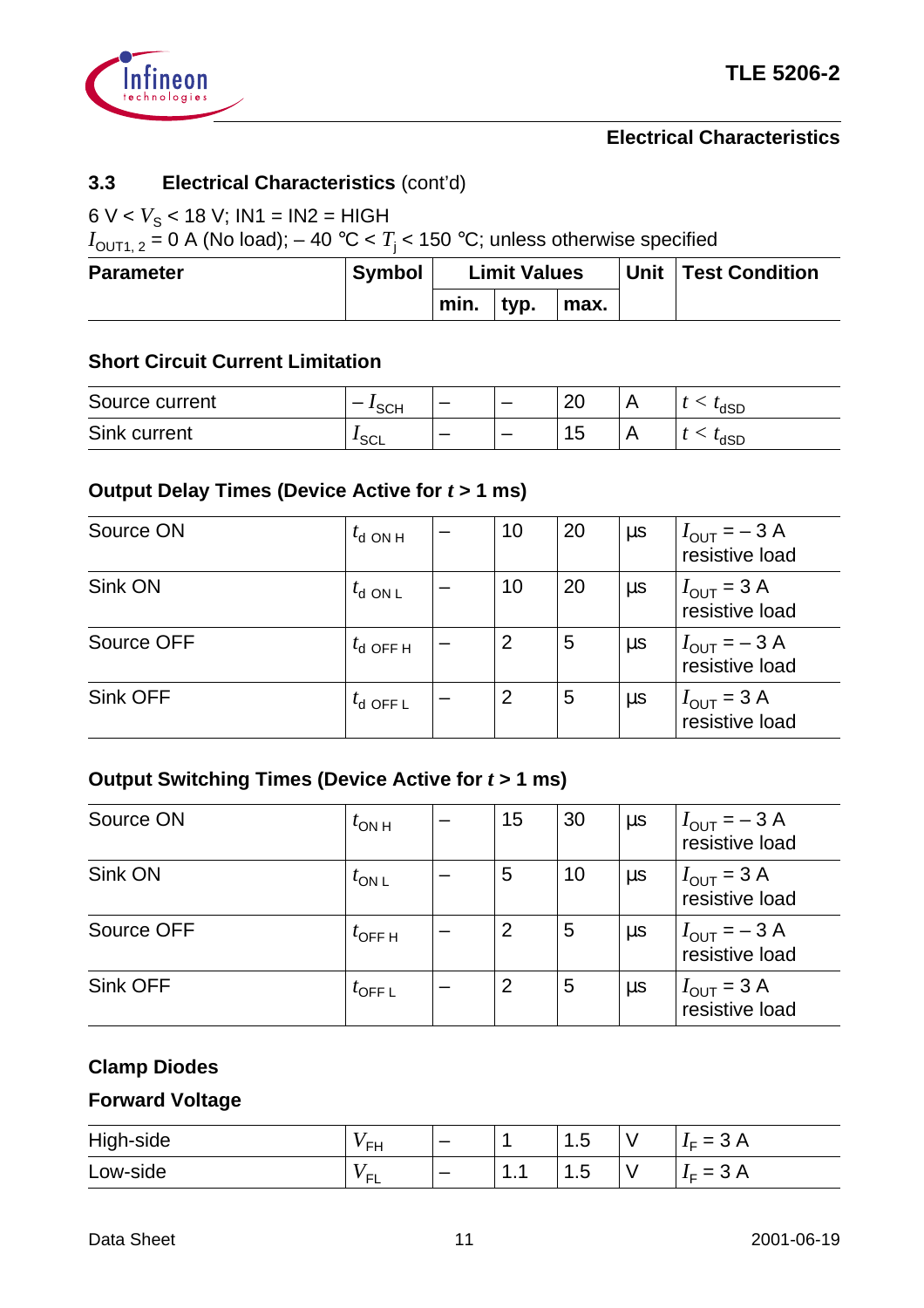## 3.3 Electrical Characteristics (cont'd)

6 V < $V_S$ < 18 V; IN1 = IN2 = HIGH
$I_{OUT1, 2}$ = 0 A (No load); – 40 °C < $T_j$ < 150 °C; unless otherwise specified

| Parameter | Symbol | Limit Values | | | Unit | Test Condition |
|---|---|---|---|---|---|---|
| | | min. | typ. | max. | | |
| **Short Circuit Current Limitation** | | | | | | |
| Source current | $-I_{SCH}$ | – | – | 20 | A | $t < t_{dSD}$ |
| Sink current | $I_{SCL}$ | – | – | 15 | A | $t < t_{dSD}$ |
| **Output Delay Times (Device Active for $t$ > 1 ms)** | | | | | | |
| Source ON | $t_{d\ ON\ H}$ | – | 10 | 20 | µs | $I_{OUT}$ = – 3 A resistive load |
| Sink ON | $t_{d\ ON\ L}$ | – | 10 | 20 | µs | $I_{OUT}$ = 3 A resistive load |
| Source OFF | $t_{d\ OFF\ H}$ | – | 2 | 5 | µs | $I_{OUT}$ = – 3 A resistive load |
| Sink OFF | $t_{d\ OFF\ L}$ | – | 2 | 5 | µs | $I_{OUT}$ = 3 A resistive load |
| **Output Switching Times (Device Active for $t$ > 1 ms)** | | | | | | |
| Source ON | $t_{ON\ H}$ | – | 15 | 30 | µs | $I_{OUT}$ = – 3 A resistive load |
| Sink ON | $t_{ON\ L}$ | – | 5 | 10 | µs | $I_{OUT}$ = 3 A resistive load |
| Source OFF | $t_{OFF\ H}$ | – | 2 | 5 | µs | $I_{OUT}$ = – 3 A resistive load |
| Sink OFF | $t_{OFF\ L}$ | – | 2 | 5 | µs | $I_{OUT}$ = 3 A resistive load |
| **Clamp Diodes** | | | | | | |
| **Forward Voltage** | | | | | | |
| High-side | $V_{FH}$ | – | 1 | 1.5 | V | $I_F$ = 3 A |
| Low-side | $V_{FL}$ | – | 1.1 | 1.5 | V | $I_F$ = 3 A |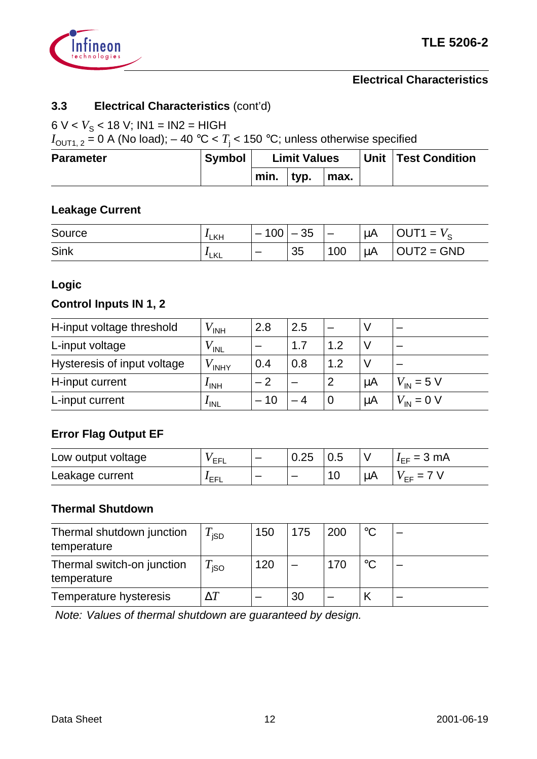## 3.3 Electrical Characteristics (cont'd)

6 V < $V_S$ < 18 V; IN1 = IN2 = HIGH
$I_{OUT1,2}$ = 0 A (No load); – 40 °C < $T_j$ < 150 °C; unless otherwise specified

| Parameter | Symbol | Limit Values | | | Unit | Test Condition |
|---|---|---|---|---|---|---|
| | | min. | typ. | max. | | |
| **Leakage Current** | | | | | | |
| Source | $I_{LKH}$ | – 100 | – 35 | – | µA | OUT1 = $V_S$ |
| Sink | $I_{LKL}$ | – | 35 | 100 | µA | OUT2 = GND |
| **Logic** | | | | | | |
| **Control Inputs IN 1, 2** | | | | | | |
| H-input voltage threshold | $V_{INH}$ | 2.8 | 2.5 | – | V | – |
| L-input voltage | $V_{INL}$ | – | 1.7 | 1.2 | V | – |
| Hysteresis of input voltage | $V_{INHY}$ | 0.4 | 0.8 | 1.2 | V | – |
| H-input current | $I_{INH}$ | – 2 | – | 2 | µA | $V_{IN}$ = 5 V |
| L-input current | $I_{INL}$ | – 10 | – 4 | 0 | µA | $V_{IN}$ = 0 V |
| **Error Flag Output EF** | | | | | | |
| Low output voltage | $V_{EFL}$ | – | 0.25 | 0.5 | V | $I_{EF}$ = 3 mA |
| Leakage current | $I_{EFL}$ | – | – | 10 | µA | $V_{EF}$ = 7 V |
| **Thermal Shutdown** | | | | | | |
| Thermal shutdown junction temperature | $T_{jSD}$ | 150 | 175 | 200 | °C | – |
| Thermal switch-on junction temperature | $T_{jSO}$ | 120 | – | 170 | °C | – |
| Temperature hysteresis | $\Delta T$ | – | 30 | – | K | – |

*Note: Values of thermal shutdown are guaranteed by design.*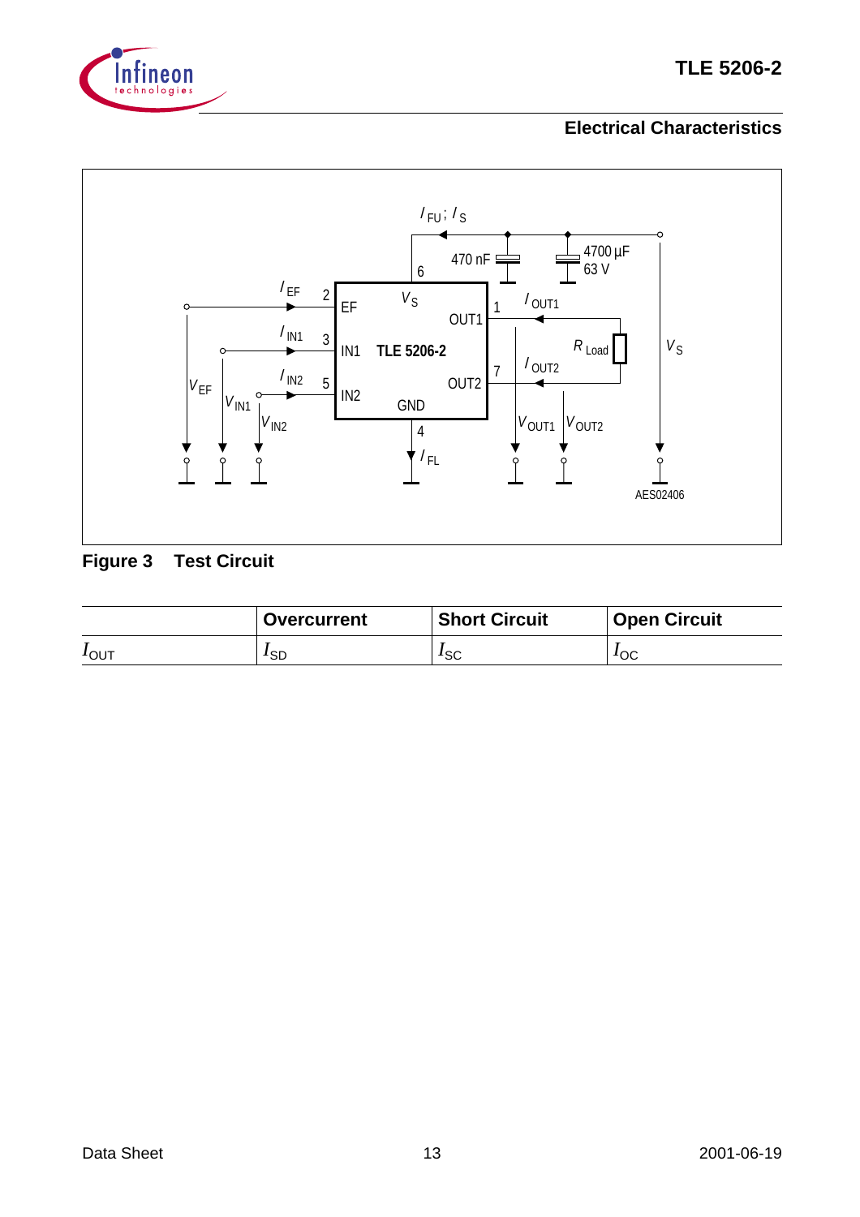## Electrical Characteristics

**Figure 3 Test Circuit**

| | **Overcurrent** | **Short Circuit** | **Open Circuit** |
|---|---|---|---|
| $I_{OUT}$ | $I_{SD}$ | $I_{SC}$ | $I_{OC}$ |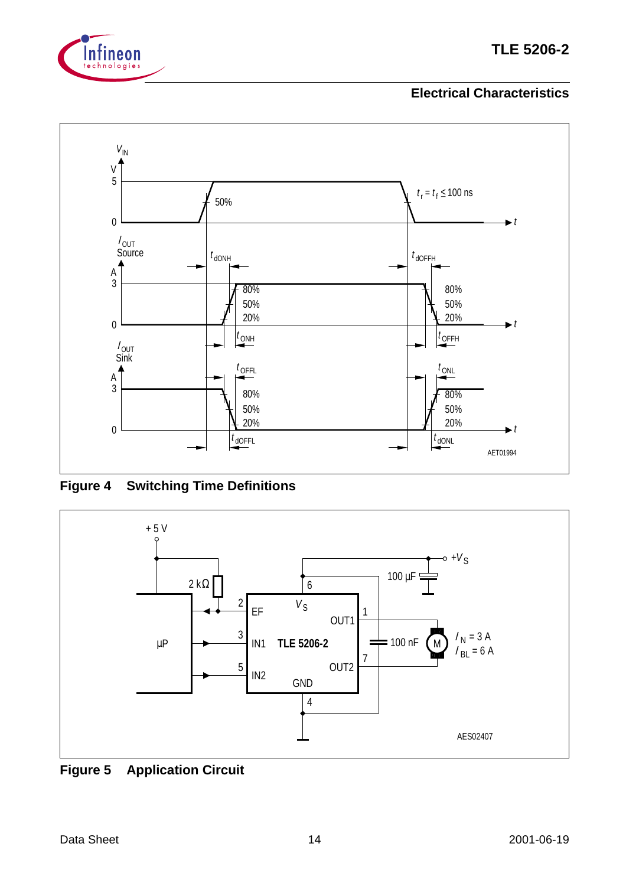## Electrical Characteristics

**Figure 4 Switching Time Definitions**

**Figure 5 Application Circuit**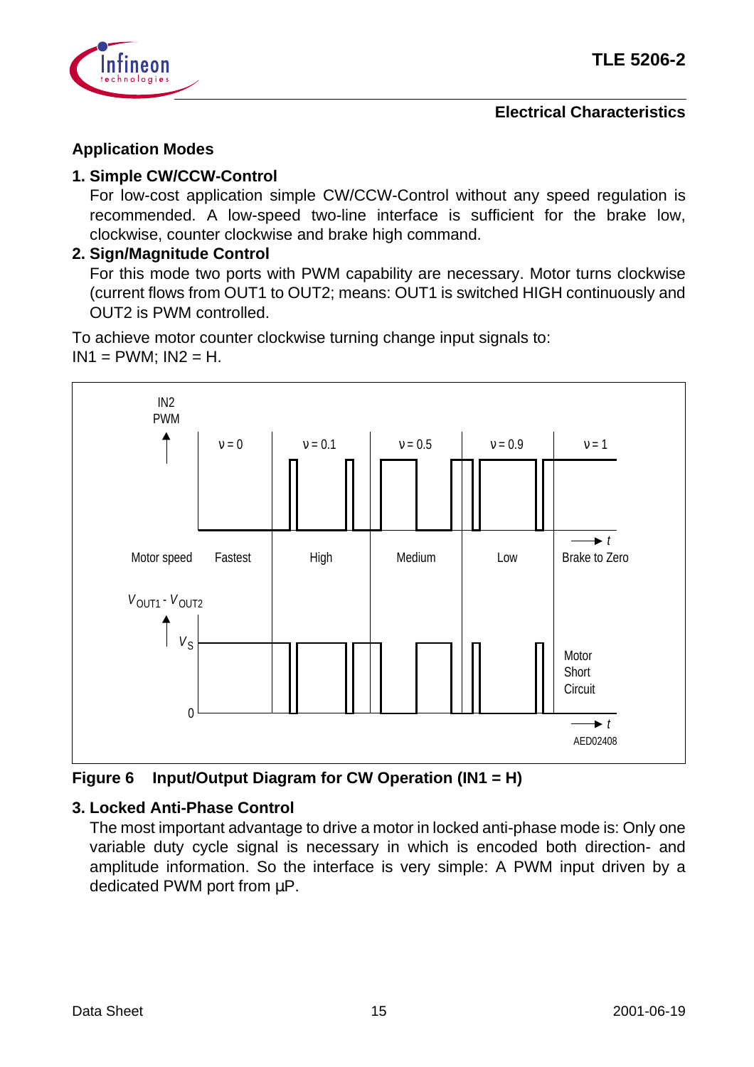## Application Modes

### 1. Simple CW/CCW-Control

For low-cost application simple CW/CCW-Control without any speed regulation is recommended. A low-speed two-line interface is sufficient for the brake low, clockwise, counter clockwise and brake high command.

### 2. Sign/Magnitude Control

For this mode two ports with PWM capability are necessary. Motor turns clockwise (current flows from OUT1 to OUT2; means: OUT1 is switched HIGH continuously and OUT2 is PWM controlled.

To achieve motor counter clockwise turning change input signals to:
IN1 = PWM; IN2 = H.

**Figure 6 Input/Output Diagram for CW Operation (IN1 = H)**

### 3. Locked Anti-Phase Control

The most important advantage to drive a motor in locked anti-phase mode is: Only one variable duty cycle signal is necessary in which is encoded both direction- and amplitude information. So the interface is very simple: A PWM input driven by a dedicated PWM port from µP.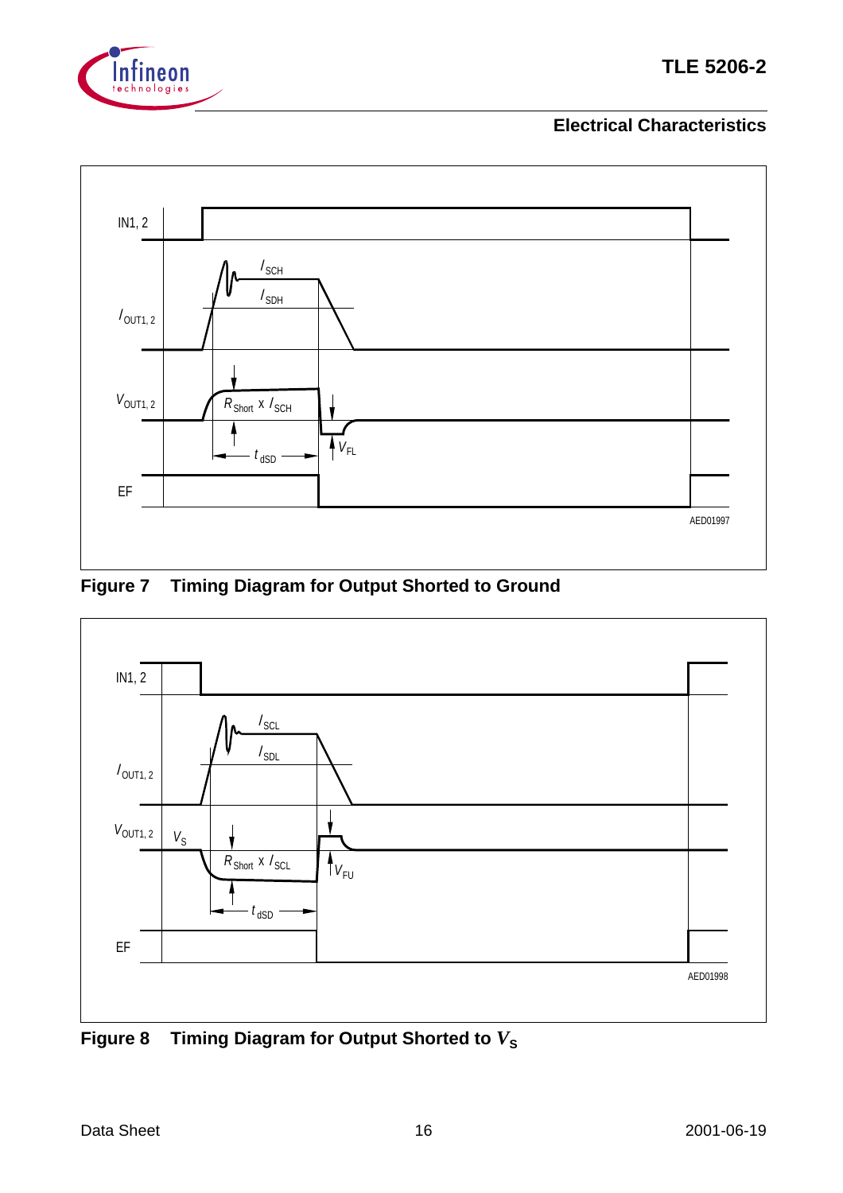Figure 7 Timing Diagram for Output Shorted to Ground

Figure 8 Timing Diagram for Output Shorted to $V_S$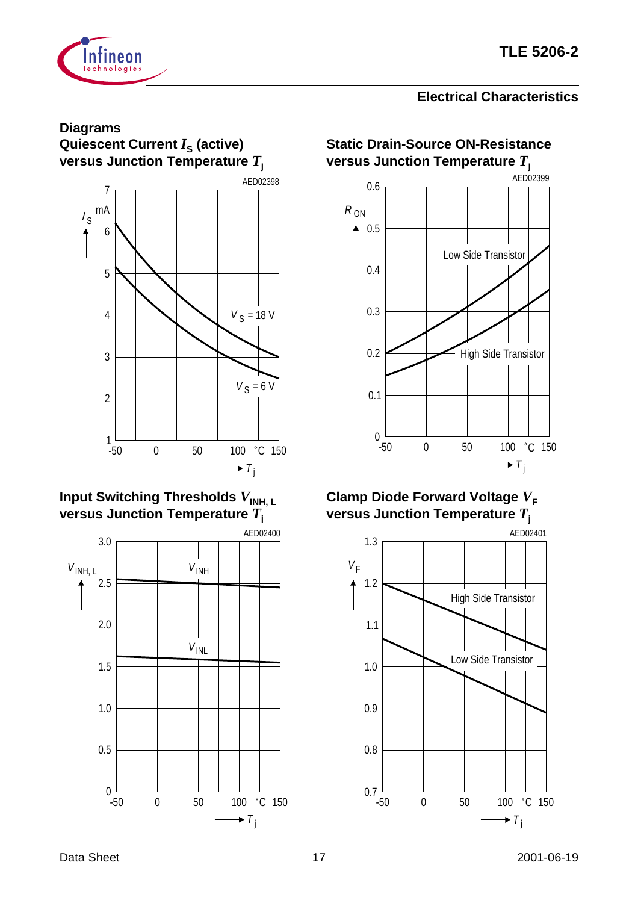## Diagrams

### Quiescent Current $I_S$ (active) versus Junction Temperature $T_j$

AED02398

$I_S$ (mA) vs $T_j$ (°C); curves: $V_S$ = 18 V, $V_S$ = 6 V

### Static Drain-Source ON-Resistance versus Junction Temperature $T_j$

AED02399

$R_{ON}$ vs $T_j$ (°C); curves: Low Side Transistor, High Side Transistor

### Input Switching Thresholds $V_{INH, L}$ versus Junction Temperature $T_j$

AED02400

$V_{INH, L}$ vs $T_j$ (°C); curves: $V_{INH}$, $V_{INL}$

### Clamp Diode Forward Voltage $V_F$ versus Junction Temperature $T_j$

AED02401

$V_F$ vs $T_j$ (°C); curves: High Side Transistor, Low Side Transistor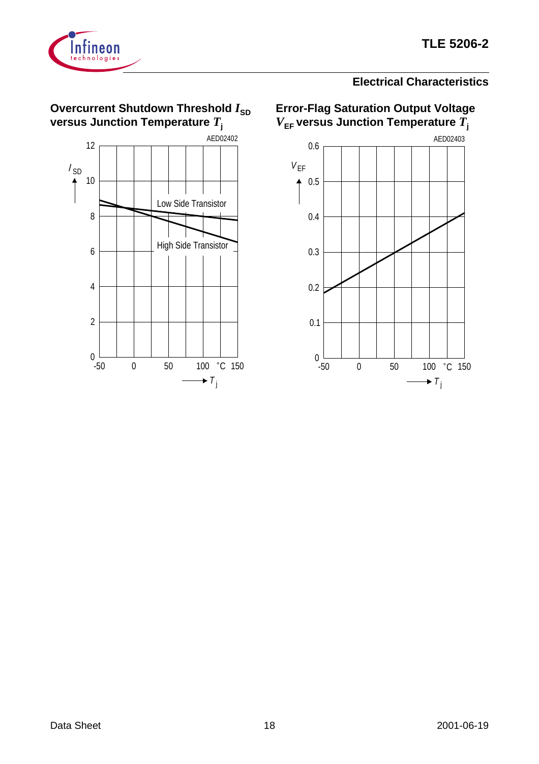## Electrical Characteristics

### Overcurrent Shutdown Threshold $I_{SD}$ versus Junction Temperature $T_j$

AED02402

$I_{SD}$

12, 10, 8, 6, 4, 2, 0

Low Side Transistor

High Side Transistor

-50, 0, 50, 100, °C, 150

$T_j$

### Error-Flag Saturation Output Voltage $V_{EF}$ versus Junction Temperature $T_j$

AED02403

$V_{EF}$

0.6, 0.5, 0.4, 0.3, 0.2, 0.1, 0

-50, 0, 50, 100, °C, 150

$T_j$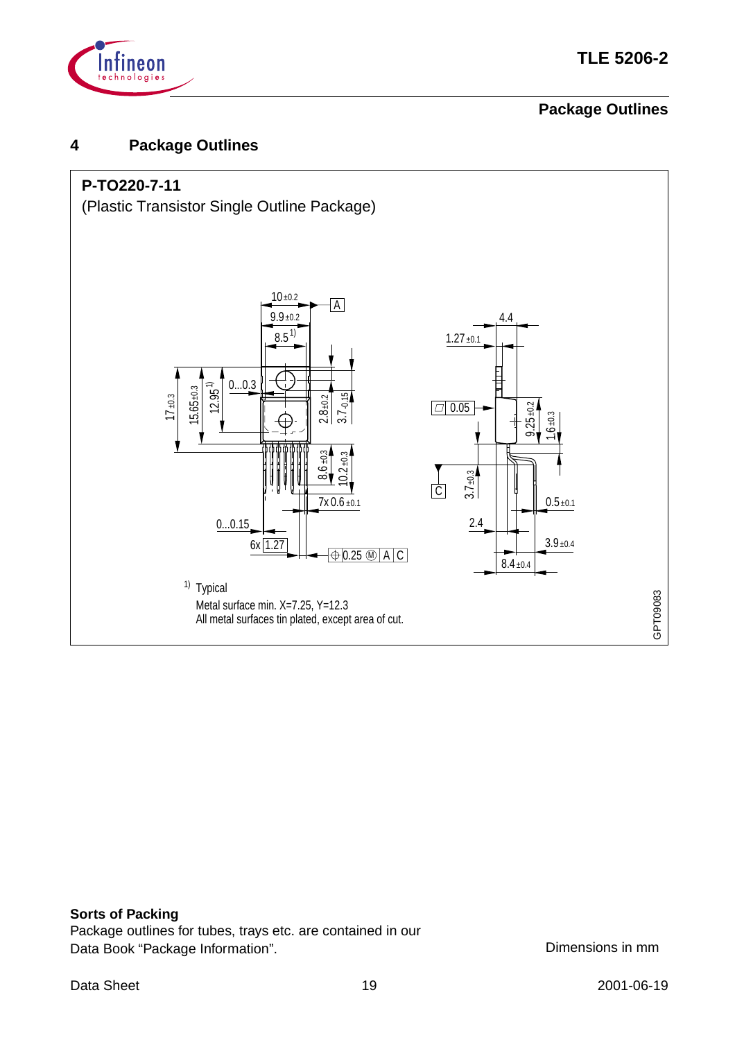# 4 Package Outlines

**P-TO220-7-11**

(Plastic Transistor Single Outline Package)

1) Typical

Metal surface min. X=7.25, Y=12.3

All metal surfaces tin plated, except area of cut.

GPT09083

**Sorts of Packing**

Package outlines for tubes, trays etc. are contained in our Data Book “Package Information”.

Dimensions in mm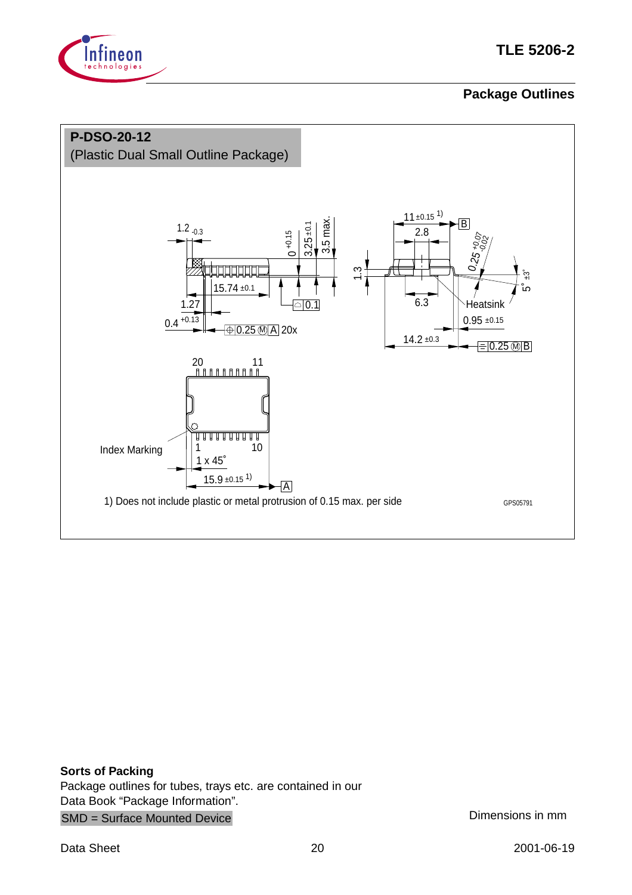## Package Outlines

**P-DSO-20-12**
(Plastic Dual Small Outline Package)

1) Does not include plastic or metal protrusion of 0.15 max. per side

GPS05791

**Sorts of Packing**
Package outlines for tubes, trays etc. are contained in our Data Book "Package Information".

SMD = Surface Mounted Device

Dimensions in mm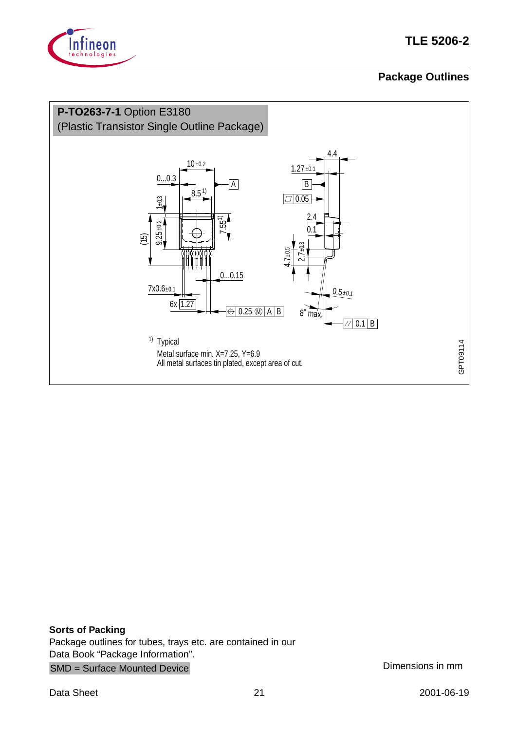## Package Outlines

**P-TO263-7-1** Option E3180
(Plastic Transistor Single Outline Package)

1) Typical
Metal surface min. X=7.25, Y=6.9
All metal surfaces tin plated, except area of cut.

GPT09114

**Sorts of Packing**
Package outlines for tubes, trays etc. are contained in our
Data Book "Package Information".

SMD = Surface Mounted Device

Dimensions in mm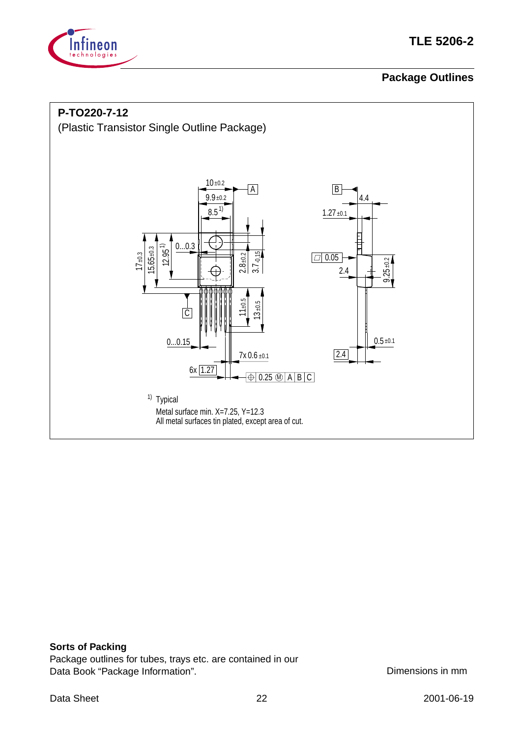## Package Outlines

**P-TO220-7-12**
(Plastic Transistor Single Outline Package)

10±0.2
A
9.9±0.2
8.5[1)]
B
4.4
1.27±0.1
0...0.3
17±0.3
15.65±0.3
12.95[1)]
2.8±0.2
3.7-0.15
0.05
2.4
9.25±0.2
C
11±0.5
13±0.5
0...0.15
7x 0.6±0.1
6x 1.27
0.25 Ⓜ A B C
0.5±0.1
2.4

[1)] Typical
Metal surface min. X=7.25, Y=12.3
All metal surfaces tin plated, except area of cut.

**Sorts of Packing**
Package outlines for tubes, trays etc. are contained in our Data Book "Package Information".

Dimensions in mm